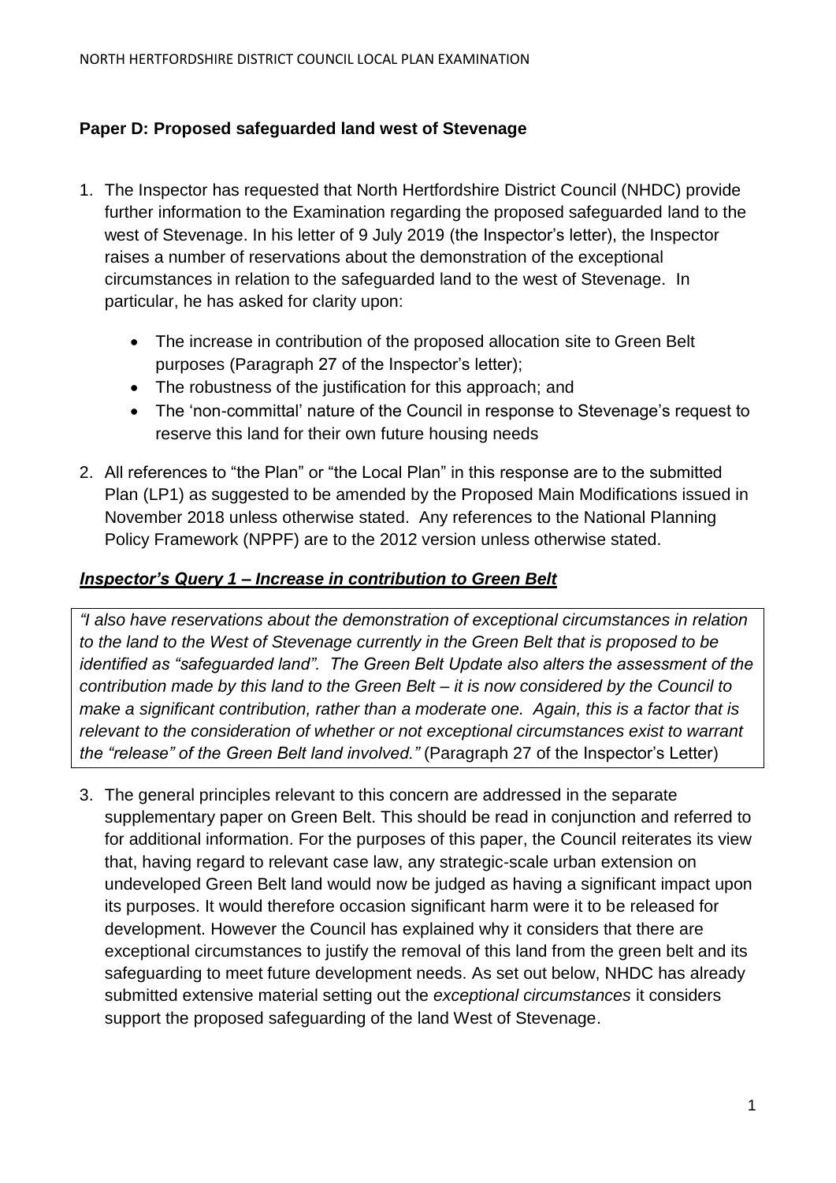**Paper D: Proposed safeguarded land west of Stevenage**

1. The Inspector has requested that North Hertfordshire District Council (NHDC) provide further information to the Examination regarding the proposed safeguarded land to the west of Stevenage. In his letter of 9 July 2019 (the Inspector's letter), the Inspector raises a number of reservations about the demonstration of the exceptional circumstances in relation to the safeguarded land to the west of Stevenage. In particular, he has asked for clarity upon:

   - The increase in contribution of the proposed allocation site to Green Belt purposes (Paragraph 27 of the Inspector's letter);
   - The robustness of the justification for this approach; and
   - The 'non-committal' nature of the Council in response to Stevenage's request to reserve this land for their own future housing needs

2. All references to "the Plan" or "the Local Plan" in this response are to the submitted Plan (LP1) as suggested to be amended by the Proposed Main Modifications issued in November 2018 unless otherwise stated. Any references to the National Planning Policy Framework (NPPF) are to the 2012 version unless otherwise stated.

***Inspector's Query 1 – Increase in contribution to Green Belt***

*"I also have reservations about the demonstration of exceptional circumstances in relation to the land to the West of Stevenage currently in the Green Belt that is proposed to be identified as "safeguarded land". The Green Belt Update also alters the assessment of the contribution made by this land to the Green Belt – it is now considered by the Council to make a significant contribution, rather than a moderate one. Again, this is a factor that is relevant to the consideration of whether or not exceptional circumstances exist to warrant the "release" of the Green Belt land involved."* (Paragraph 27 of the Inspector's Letter)

3. The general principles relevant to this concern are addressed in the separate supplementary paper on Green Belt. This should be read in conjunction and referred to for additional information. For the purposes of this paper, the Council reiterates its view that, having regard to relevant case law, any strategic-scale urban extension on undeveloped Green Belt land would now be judged as having a significant impact upon its purposes. It would therefore occasion significant harm were it to be released for development. However the Council has explained why it considers that there are exceptional circumstances to justify the removal of this land from the green belt and its safeguarding to meet future development needs. As set out below, NHDC has already submitted extensive material setting out the *exceptional circumstances* it considers support the proposed safeguarding of the land West of Stevenage.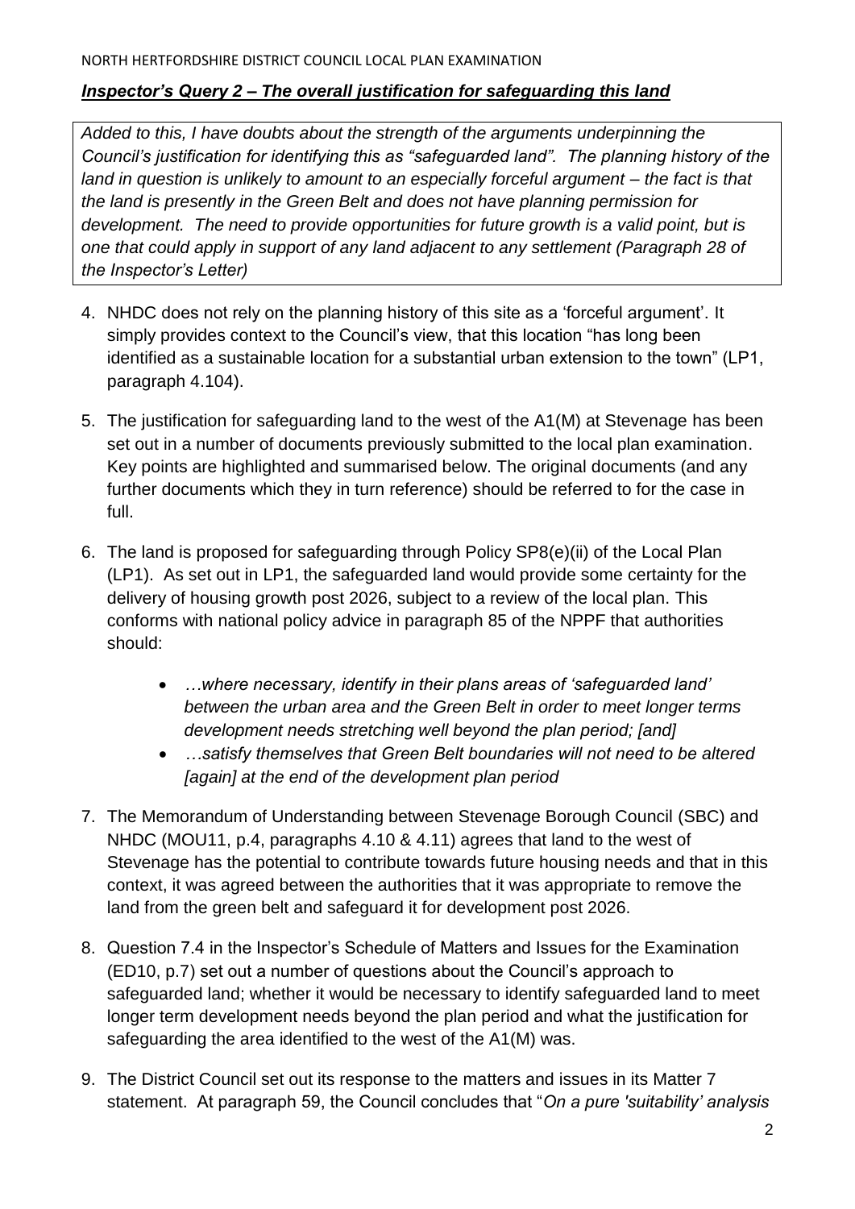## *Inspector's Query 2 – The overall justification for safeguarding this land*

*Added to this, I have doubts about the strength of the arguments underpinning the Council's justification for identifying this as "safeguarded land". The planning history of the land in question is unlikely to amount to an especially forceful argument – the fact is that the land is presently in the Green Belt and does not have planning permission for development. The need to provide opportunities for future growth is a valid point, but is one that could apply in support of any land adjacent to any settlement (Paragraph 28 of the Inspector's Letter)*

4. NHDC does not rely on the planning history of this site as a 'forceful argument'. It simply provides context to the Council's view, that this location "has long been identified as a sustainable location for a substantial urban extension to the town" (LP1, paragraph 4.104).

5. The justification for safeguarding land to the west of the A1(M) at Stevenage has been set out in a number of documents previously submitted to the local plan examination. Key points are highlighted and summarised below. The original documents (and any further documents which they in turn reference) should be referred to for the case in full.

6. The land is proposed for safeguarding through Policy SP8(e)(ii) of the Local Plan (LP1). As set out in LP1, the safeguarded land would provide some certainty for the delivery of housing growth post 2026, subject to a review of the local plan. This conforms with national policy advice in paragraph 85 of the NPPF that authorities should:

   - *…where necessary, identify in their plans areas of 'safeguarded land' between the urban area and the Green Belt in order to meet longer terms development needs stretching well beyond the plan period; [and]*
   - *…satisfy themselves that Green Belt boundaries will not need to be altered [again] at the end of the development plan period*

7. The Memorandum of Understanding between Stevenage Borough Council (SBC) and NHDC (MOU11, p.4, paragraphs 4.10 & 4.11) agrees that land to the west of Stevenage has the potential to contribute towards future housing needs and that in this context, it was agreed between the authorities that it was appropriate to remove the land from the green belt and safeguard it for development post 2026.

8. Question 7.4 in the Inspector's Schedule of Matters and Issues for the Examination (ED10, p.7) set out a number of questions about the Council's approach to safeguarded land; whether it would be necessary to identify safeguarded land to meet longer term development needs beyond the plan period and what the justification for safeguarding the area identified to the west of the A1(M) was.

9. The District Council set out its response to the matters and issues in its Matter 7 statement. At paragraph 59, the Council concludes that "*On a pure 'suitability' analysis*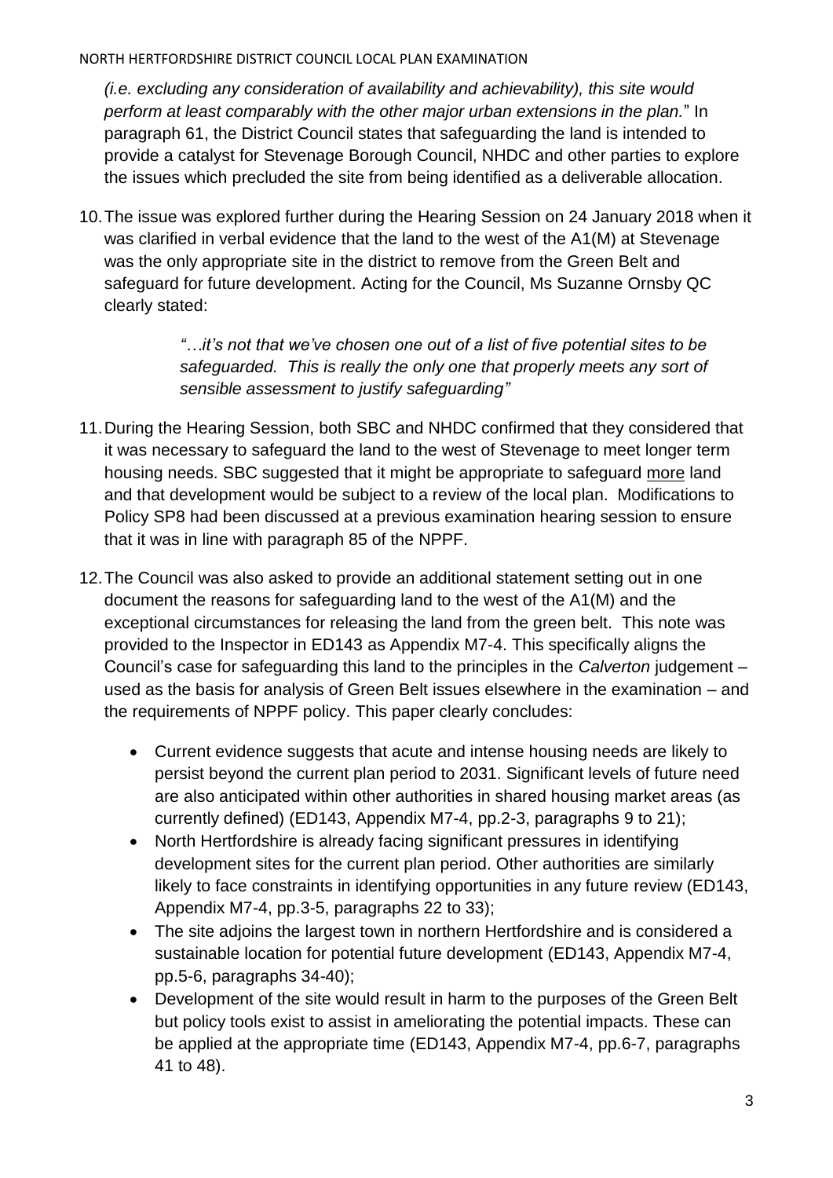*(i.e. excluding any consideration of availability and achievability), this site would perform at least comparably with the other major urban extensions in the plan.*" In paragraph 61, the District Council states that safeguarding the land is intended to provide a catalyst for Stevenage Borough Council, NHDC and other parties to explore the issues which precluded the site from being identified as a deliverable allocation.

10. The issue was explored further during the Hearing Session on 24 January 2018 when it was clarified in verbal evidence that the land to the west of the A1(M) at Stevenage was the only appropriate site in the district to remove from the Green Belt and safeguard for future development. Acting for the Council, Ms Suzanne Ornsby QC clearly stated:

   > *"…it's not that we've chosen one out of a list of five potential sites to be safeguarded. This is really the only one that properly meets any sort of sensible assessment to justify safeguarding"*

11. During the Hearing Session, both SBC and NHDC confirmed that they considered that it was necessary to safeguard the land to the west of Stevenage to meet longer term housing needs. SBC suggested that it might be appropriate to safeguard <u>more</u> land and that development would be subject to a review of the local plan. Modifications to Policy SP8 had been discussed at a previous examination hearing session to ensure that it was in line with paragraph 85 of the NPPF.

12. The Council was also asked to provide an additional statement setting out in one document the reasons for safeguarding land to the west of the A1(M) and the exceptional circumstances for releasing the land from the green belt. This note was provided to the Inspector in ED143 as Appendix M7-4. This specifically aligns the Council's case for safeguarding this land to the principles in the *Calverton* judgement – used as the basis for analysis of Green Belt issues elsewhere in the examination – and the requirements of NPPF policy. This paper clearly concludes:

    - Current evidence suggests that acute and intense housing needs are likely to persist beyond the current plan period to 2031. Significant levels of future need are also anticipated within other authorities in shared housing market areas (as currently defined) (ED143, Appendix M7-4, pp.2-3, paragraphs 9 to 21);
    - North Hertfordshire is already facing significant pressures in identifying development sites for the current plan period. Other authorities are similarly likely to face constraints in identifying opportunities in any future review (ED143, Appendix M7-4, pp.3-5, paragraphs 22 to 33);
    - The site adjoins the largest town in northern Hertfordshire and is considered a sustainable location for potential future development (ED143, Appendix M7-4, pp.5-6, paragraphs 34-40);
    - Development of the site would result in harm to the purposes of the Green Belt but policy tools exist to assist in ameliorating the potential impacts. These can be applied at the appropriate time (ED143, Appendix M7-4, pp.6-7, paragraphs 41 to 48).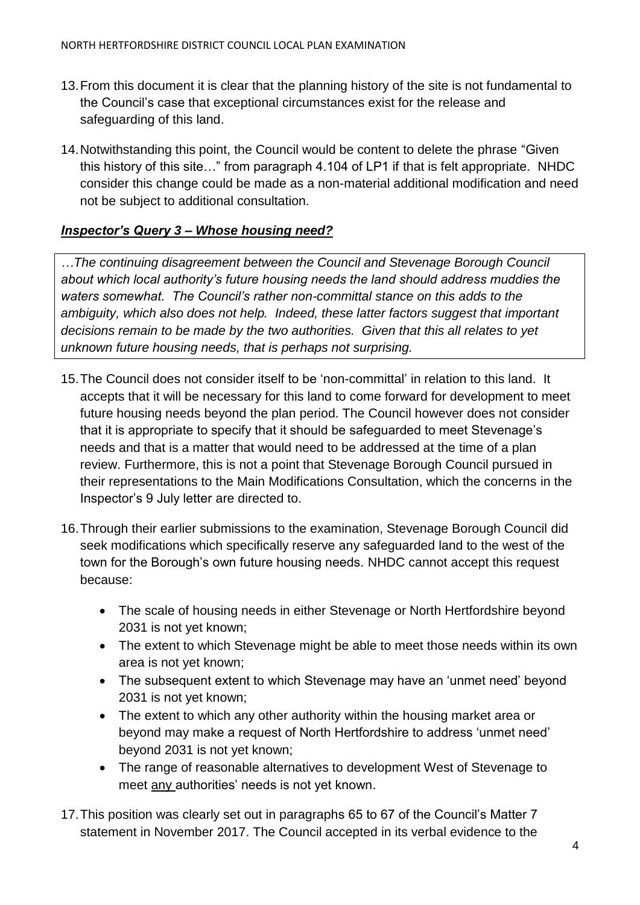13. From this document it is clear that the planning history of the site is not fundamental to the Council's case that exceptional circumstances exist for the release and safeguarding of this land.

14. Notwithstanding this point, the Council would be content to delete the phrase "Given this history of this site…" from paragraph 4.104 of LP1 if that is felt appropriate. NHDC consider this change could be made as a non-material additional modification and need not be subject to additional consultation.

### ***Inspector's Query 3 – Whose housing need?***

> *…The continuing disagreement between the Council and Stevenage Borough Council about which local authority's future housing needs the land should address muddies the waters somewhat. The Council's rather non-committal stance on this adds to the ambiguity, which also does not help. Indeed, these latter factors suggest that important decisions remain to be made by the two authorities. Given that this all relates to yet unknown future housing needs, that is perhaps not surprising.*

15. The Council does not consider itself to be 'non-committal' in relation to this land. It accepts that it will be necessary for this land to come forward for development to meet future housing needs beyond the plan period. The Council however does not consider that it is appropriate to specify that it should be safeguarded to meet Stevenage's needs and that is a matter that would need to be addressed at the time of a plan review. Furthermore, this is not a point that Stevenage Borough Council pursued in their representations to the Main Modifications Consultation, which the concerns in the Inspector's 9 July letter are directed to.

16. Through their earlier submissions to the examination, Stevenage Borough Council did seek modifications which specifically reserve any safeguarded land to the west of the town for the Borough's own future housing needs. NHDC cannot accept this request because:

    - The scale of housing needs in either Stevenage or North Hertfordshire beyond 2031 is not yet known;
    - The extent to which Stevenage might be able to meet those needs within its own area is not yet known;
    - The subsequent extent to which Stevenage may have an 'unmet need' beyond 2031 is not yet known;
    - The extent to which any other authority within the housing market area or beyond may make a request of North Hertfordshire to address 'unmet need' beyond 2031 is not yet known;
    - The range of reasonable alternatives to development West of Stevenage to meet <u>any</u> authorities' needs is not yet known.

17. This position was clearly set out in paragraphs 65 to 67 of the Council's Matter 7 statement in November 2017. The Council accepted in its verbal evidence to the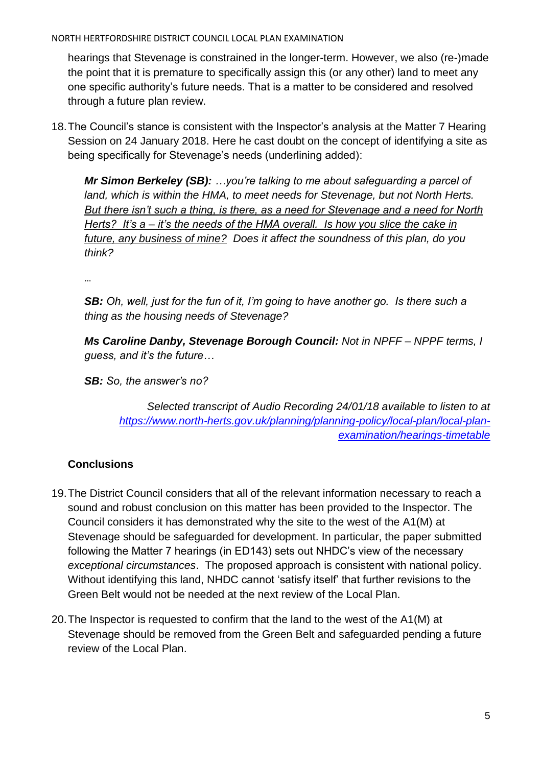hearings that Stevenage is constrained in the longer-term. However, we also (re-)made the point that it is premature to specifically assign this (or any other) land to meet any one specific authority's future needs. That is a matter to be considered and resolved through a future plan review.

18. The Council's stance is consistent with the Inspector's analysis at the Matter 7 Hearing Session on 24 January 2018. Here he cast doubt on the concept of identifying a site as being specifically for Stevenage's needs (underlining added):

> ***Mr Simon Berkeley (SB):*** *…you're talking to me about safeguarding a parcel of land, which is within the HMA, to meet needs for Stevenage, but not North Herts. <u>But there isn't such a thing, is there, as a need for Stevenage and a need for North Herts? It's a – it's the needs of the HMA overall. Is how you slice the cake in future, any business of mine?</u> Does it affect the soundness of this plan, do you think?*
>
> …
>
> ***SB:*** *Oh, well, just for the fun of it, I'm going to have another go. Is there such a thing as the housing needs of Stevenage?*
>
> ***Ms Caroline Danby, Stevenage Borough Council:*** *Not in NPFF – NPPF terms, I guess, and it's the future…*
>
> ***SB:*** *So, the answer's no?*
>
> *Selected transcript of Audio Recording 24/01/18 available to listen to at [https://www.north-herts.gov.uk/planning/planning-policy/local-plan/local-plan-examination/hearings-timetable](https://www.north-herts.gov.uk/planning/planning-policy/local-plan/local-plan-examination/hearings-timetable)*

## Conclusions

19. The District Council considers that all of the relevant information necessary to reach a sound and robust conclusion on this matter has been provided to the Inspector. The Council considers it has demonstrated why the site to the west of the A1(M) at Stevenage should be safeguarded for development. In particular, the paper submitted following the Matter 7 hearings (in ED143) sets out NHDC's view of the necessary *exceptional circumstances*. The proposed approach is consistent with national policy. Without identifying this land, NHDC cannot 'satisfy itself' that further revisions to the Green Belt would not be needed at the next review of the Local Plan.

20. The Inspector is requested to confirm that the land to the west of the A1(M) at Stevenage should be removed from the Green Belt and safeguarded pending a future review of the Local Plan.